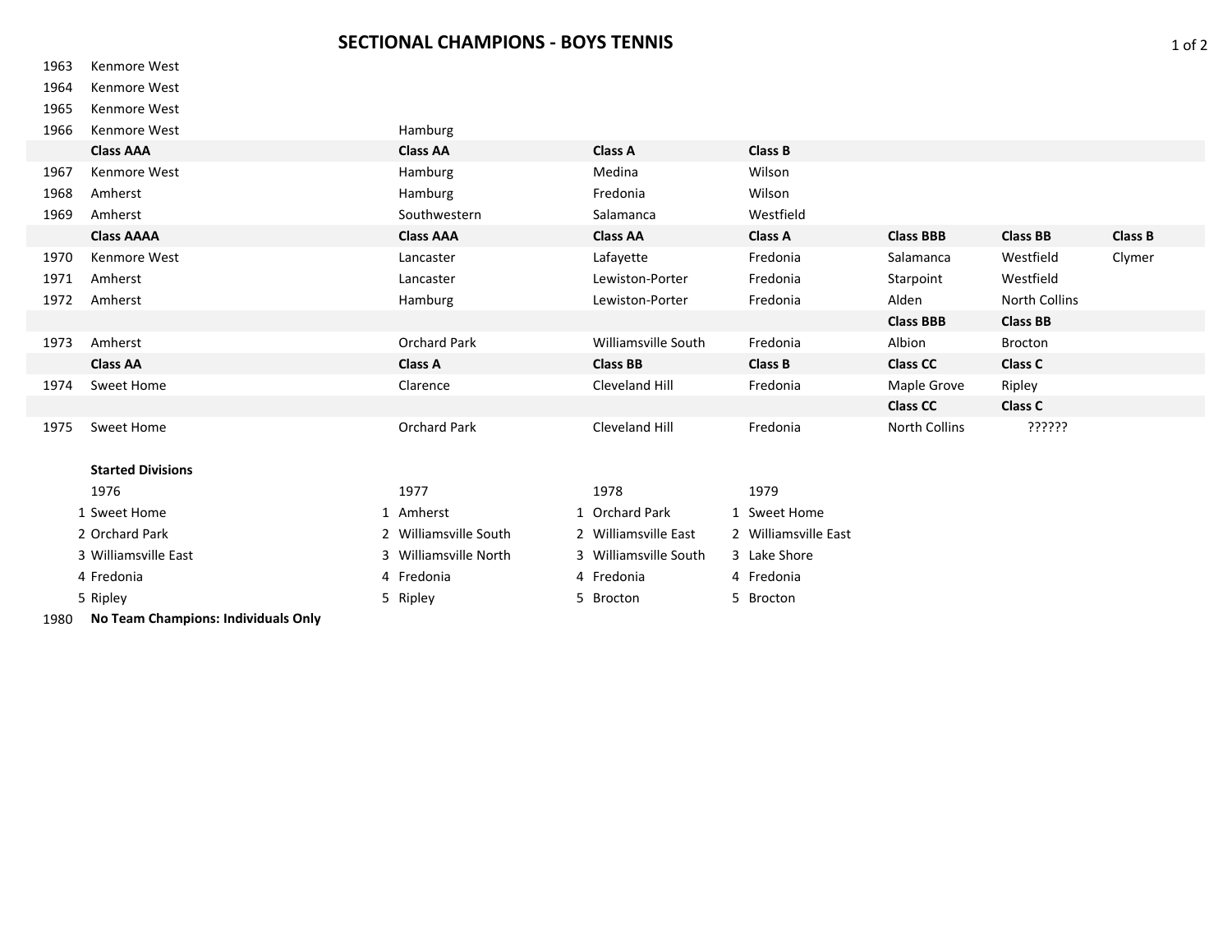## SECTIONAL CHAMPIONS - BOYS TENNIS

| | | | | | | | |
|---|---|---|---|---|---|---|---|
| 1963 | Kenmore West | | | | | | |
| 1964 | Kenmore West | | | | | | |
| 1965 | Kenmore West | | | | | | |
| 1966 | Kenmore West | Hamburg | | | | | |
| | **Class AAA** | **Class AA** | **Class A** | **Class B** | | | |
| 1967 | Kenmore West | Hamburg | Medina | Wilson | | | |
| 1968 | Amherst | Hamburg | Fredonia | Wilson | | | |
| 1969 | Amherst | Southwestern | Salamanca | Westfield | | | |
| | **Class AAAA** | **Class AAA** | **Class AA** | **Class A** | **Class BBB** | **Class BB** | **Class B** |
| 1970 | Kenmore West | Lancaster | Lafayette | Fredonia | Salamanca | Westfield | Clymer |
| 1971 | Amherst | Lancaster | Lewiston-Porter | Fredonia | Starpoint | Westfield | |
| 1972 | Amherst | Hamburg | Lewiston-Porter | Fredonia | Alden | North Collins | |
| | | | | | **Class BBB** | **Class BB** | |
| 1973 | Amherst | Orchard Park | Williamsville South | Fredonia | Albion | Brocton | |
| | **Class AA** | **Class A** | **Class BB** | **Class B** | **Class CC** | **Class C** | |
| 1974 | Sweet Home | Clarence | Cleveland Hill | Fredonia | Maple Grove | Ripley | |
| | | | | | **Class CC** | **Class C** | |
| 1975 | Sweet Home | Orchard Park | Cleveland Hill | Fredonia | North Collins | ?????? | |

**Started Divisions**

| | 1976 | 1977 | 1978 | 1979 |
|---|---|---|---|---|
| 1 | Sweet Home | Amherst | Orchard Park | Sweet Home |
| 2 | Orchard Park | Williamsville South | Williamsville East | Williamsville East |
| 3 | Williamsville East | Williamsville North | Williamsville South | Lake Shore |
| 4 | Fredonia | Fredonia | Fredonia | Fredonia |
| 5 | Ripley | Ripley | Brocton | Brocton |

1980 **No Team Champions: Individuals Only**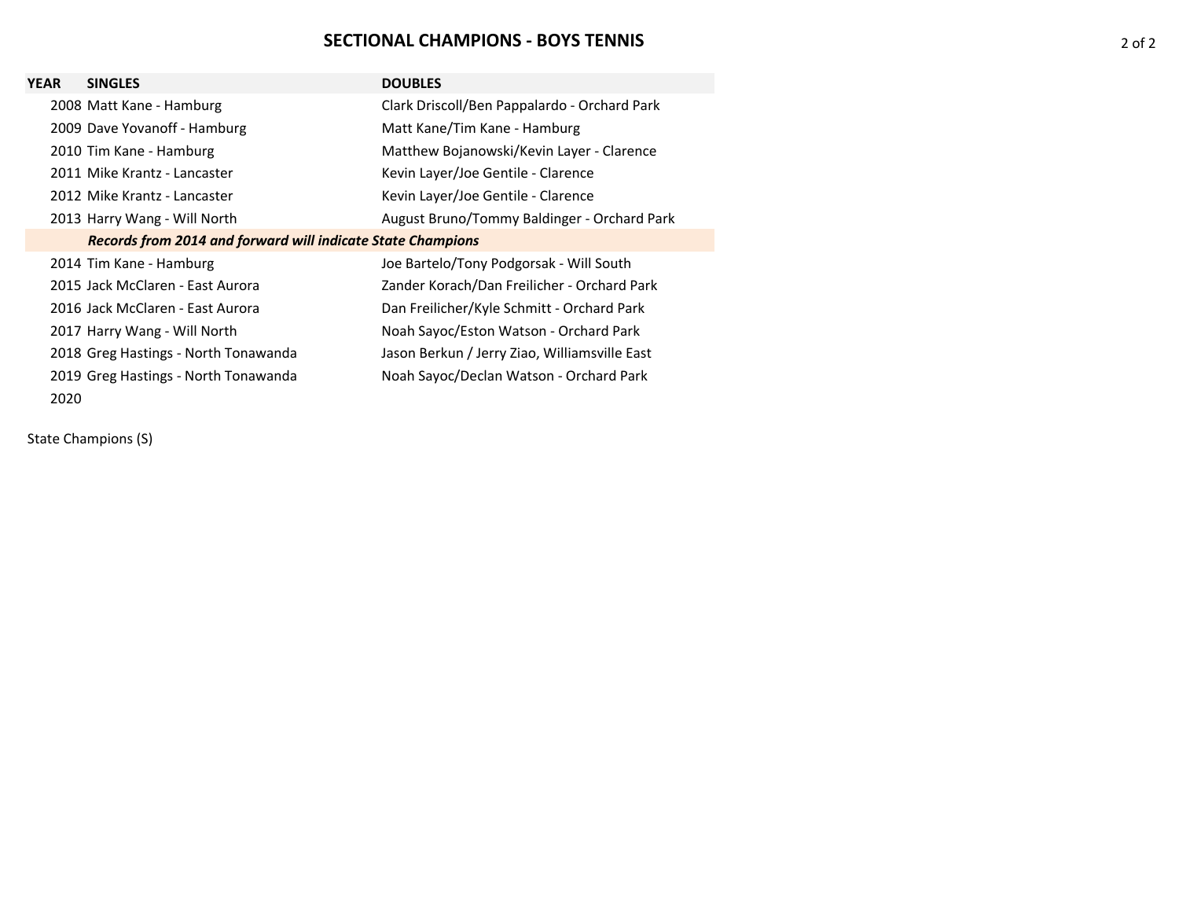# SECTIONAL CHAMPIONS - BOYS TENNIS

| YEAR | SINGLES | DOUBLES |
|---|---|---|
| 2008 | Matt Kane - Hamburg | Clark Driscoll/Ben Pappalardo - Orchard Park |
| 2009 | Dave Yovanoff - Hamburg | Matt Kane/Tim Kane - Hamburg |
| 2010 | Tim Kane - Hamburg | Matthew Bojanowski/Kevin Layer - Clarence |
| 2011 | Mike Krantz - Lancaster | Kevin Layer/Joe Gentile - Clarence |
| 2012 | Mike Krantz - Lancaster | Kevin Layer/Joe Gentile - Clarence |
| 2013 | Harry Wang - Will North | August Bruno/Tommy Baldinger - Orchard Park |
| | ***Records from 2014 and forward will indicate State Champions*** | |
| 2014 | Tim Kane - Hamburg | Joe Bartelo/Tony Podgorsak - Will South |
| 2015 | Jack McClaren - East Aurora | Zander Korach/Dan Freilicher - Orchard Park |
| 2016 | Jack McClaren - East Aurora | Dan Freilicher/Kyle Schmitt - Orchard Park |
| 2017 | Harry Wang - Will North | Noah Sayoc/Eston Watson - Orchard Park |
| 2018 | Greg Hastings - North Tonawanda | Jason Berkun / Jerry Ziao, Williamsville East |
| 2019 | Greg Hastings - North Tonawanda | Noah Sayoc/Declan Watson - Orchard Park |
| 2020 | | |

State Champions (S)